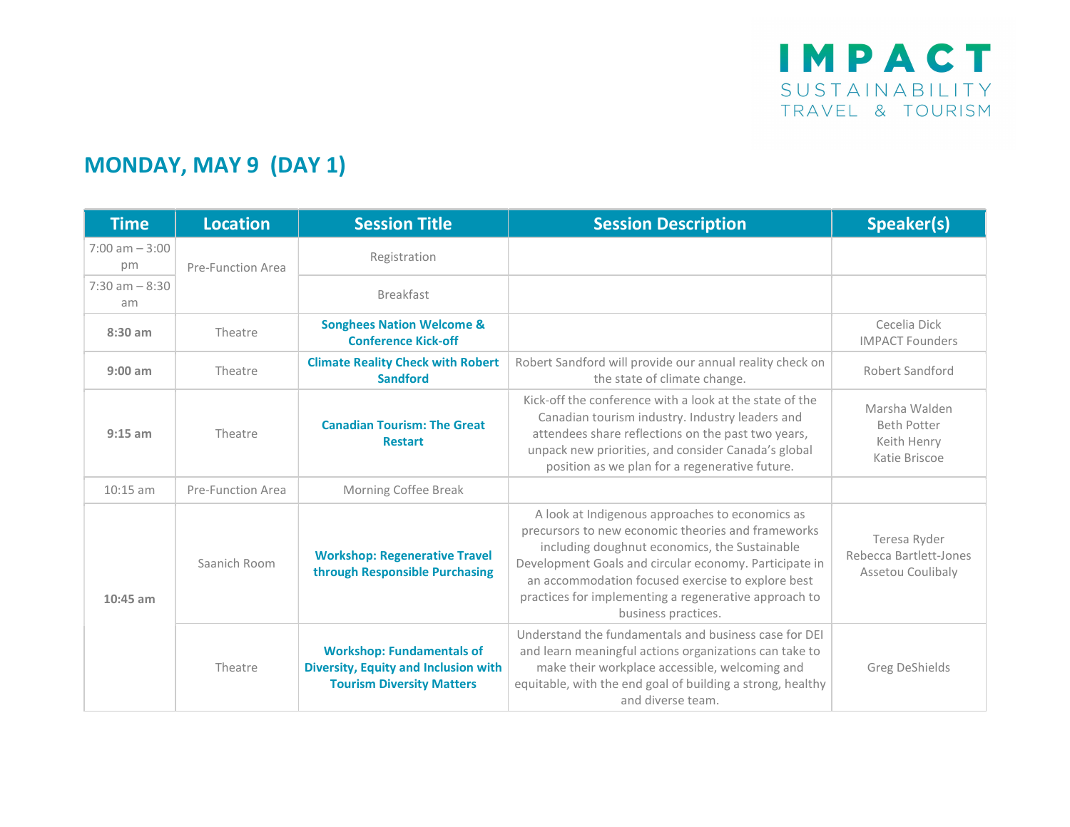IMPACT
SUSTAINABILITY
TRAVEL & TOURISM

## MONDAY, MAY 9 (DAY 1)

| Time | Location | Session Title | Session Description | Speaker(s) |
|---|---|---|---|---|
| 7:00 am – 3:00 pm | Pre-Function Area | Registration | | |
| 7:30 am – 8:30 am | | Breakfast | | |
| **8:30 am** | Theatre | **Songhees Nation Welcome & Conference Kick-off** | | Cecelia Dick<br>IMPACT Founders |
| **9:00 am** | Theatre | **Climate Reality Check with Robert Sandford** | Robert Sandford will provide our annual reality check on the state of climate change. | Robert Sandford |
| **9:15 am** | Theatre | **Canadian Tourism: The Great Restart** | Kick-off the conference with a look at the state of the Canadian tourism industry. Industry leaders and attendees share reflections on the past two years, unpack new priorities, and consider Canada's global position as we plan for a regenerative future. | Marsha Walden<br>Beth Potter<br>Keith Henry<br>Katie Briscoe |
| 10:15 am | Pre-Function Area | Morning Coffee Break | | |
| **10:45 am** | Saanich Room | **Workshop: Regenerative Travel through Responsible Purchasing** | A look at Indigenous approaches to economics as precursors to new economic theories and frameworks including doughnut economics, the Sustainable Development Goals and circular economy. Participate in an accommodation focused exercise to explore best practices for implementing a regenerative approach to business practices. | Teresa Ryder<br>Rebecca Bartlett-Jones<br>Assetou Coulibaly |
| | Theatre | **Workshop: Fundamentals of Diversity, Equity and Inclusion with Tourism Diversity Matters** | Understand the fundamentals and business case for DEI and learn meaningful actions organizations can take to make their workplace accessible, welcoming and equitable, with the end goal of building a strong, healthy and diverse team. | Greg DeShields |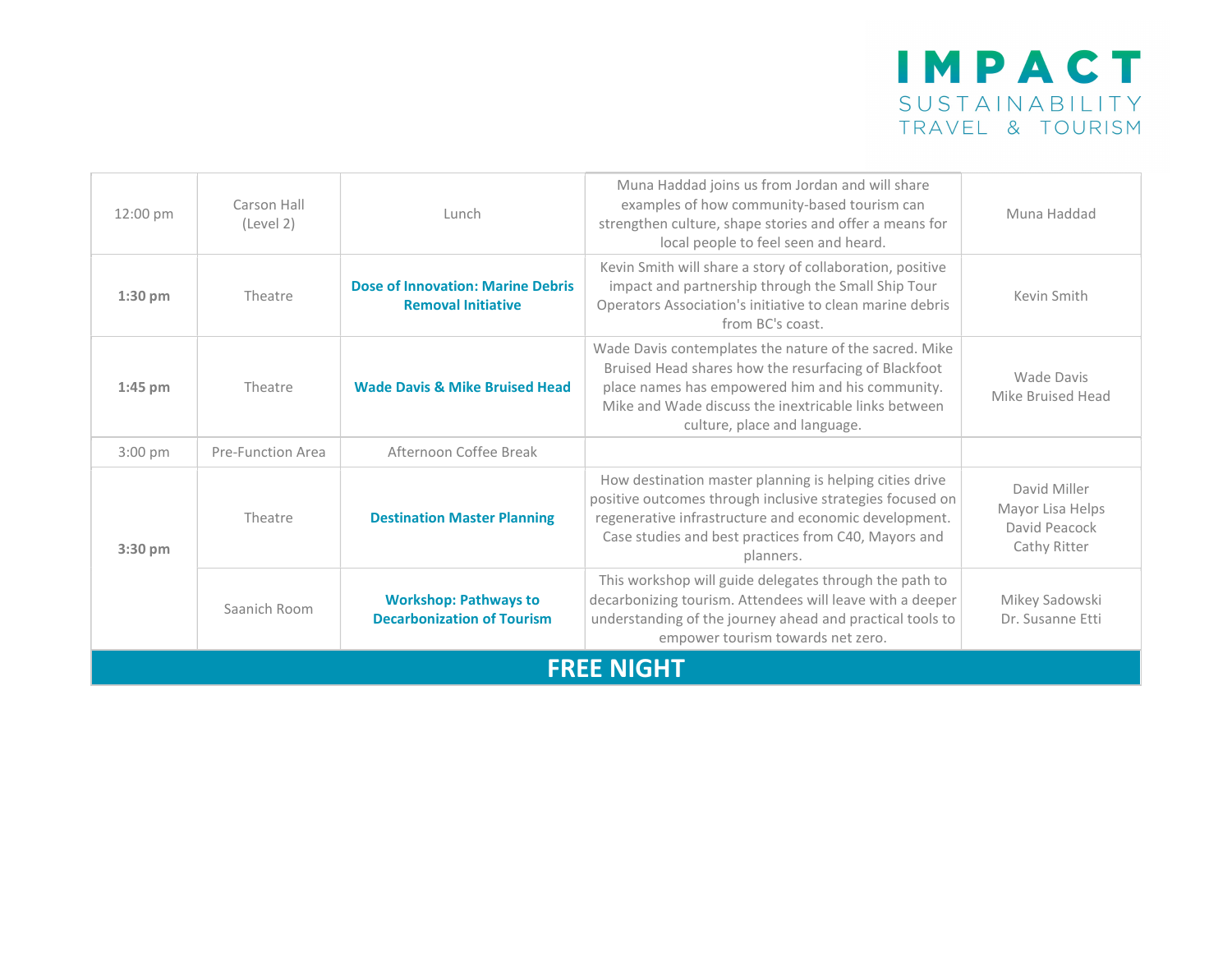| | | | | |
|---|---|---|---|---|
| 12:00 pm | Carson Hall (Level 2) | Lunch | Muna Haddad joins us from Jordan and will share examples of how community-based tourism can strengthen culture, shape stories and offer a means for local people to feel seen and heard. | Muna Haddad |
| **1:30 pm** | Theatre | **Dose of Innovation: Marine Debris Removal Initiative** | Kevin Smith will share a story of collaboration, positive impact and partnership through the Small Ship Tour Operators Association's initiative to clean marine debris from BC's coast. | Kevin Smith |
| **1:45 pm** | Theatre | **Wade Davis & Mike Bruised Head** | Wade Davis contemplates the nature of the sacred. Mike Bruised Head shares how the resurfacing of Blackfoot place names has empowered him and his community. Mike and Wade discuss the inextricable links between culture, place and language. | Wade Davis<br>Mike Bruised Head |
| 3:00 pm | Pre-Function Area | Afternoon Coffee Break | | |
| **3:30 pm** | Theatre | **Destination Master Planning** | How destination master planning is helping cities drive positive outcomes through inclusive strategies focused on regenerative infrastructure and economic development. Case studies and best practices from C40, Mayors and planners. | David Miller<br>Mayor Lisa Helps<br>David Peacock<br>Cathy Ritter |
| | Saanich Room | **Workshop: Pathways to Decarbonization of Tourism** | This workshop will guide delegates through the path to decarbonizing tourism. Attendees will leave with a deeper understanding of the journey ahead and practical tools to empower tourism towards net zero. | Mikey Sadowski<br>Dr. Susanne Etti |
| **FREE NIGHT** | | | | |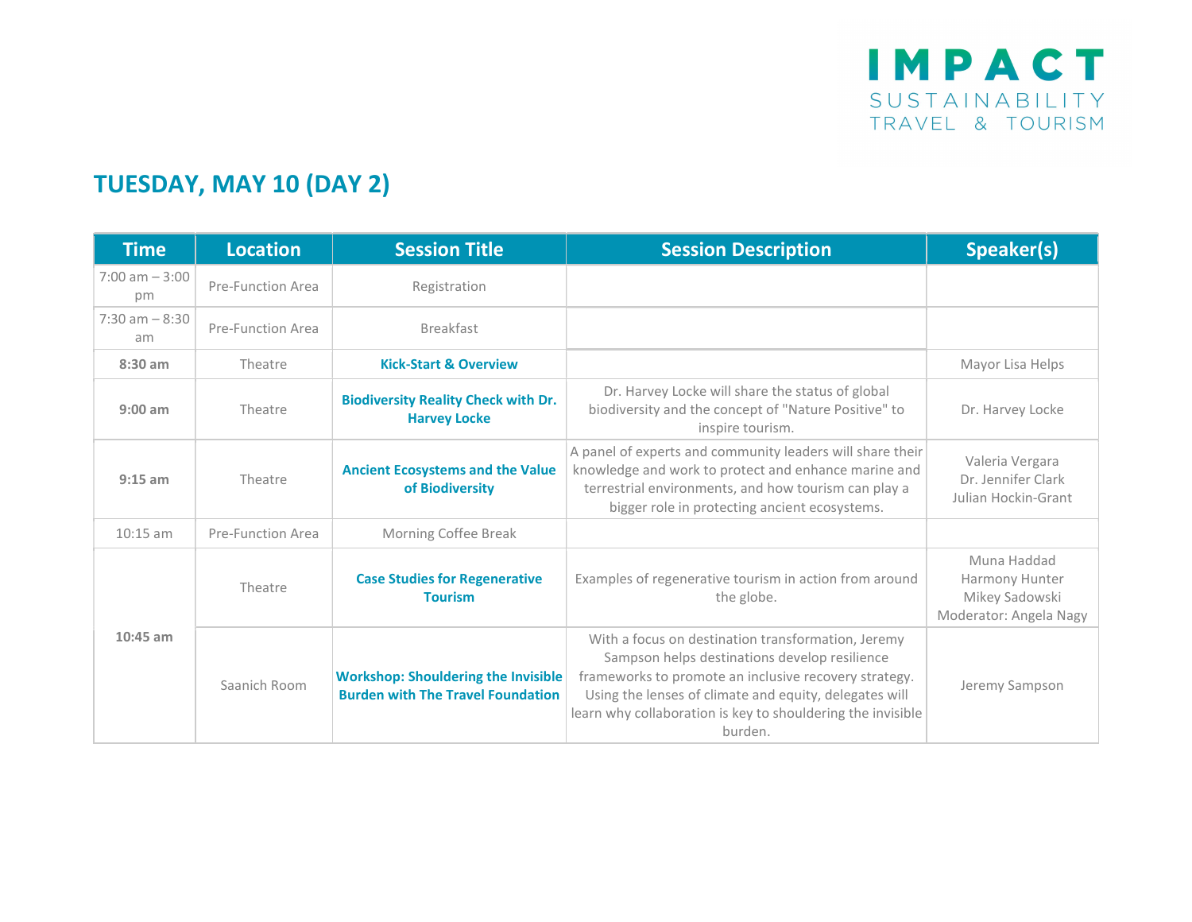## TUESDAY, MAY 10 (DAY 2)

| Time | Location | Session Title | Session Description | Speaker(s) |
|---|---|---|---|---|
| 7:00 am – 3:00 pm | Pre-Function Area | Registration | | |
| 7:30 am – 8:30 am | Pre-Function Area | Breakfast | | |
| **8:30 am** | Theatre | **Kick-Start & Overview** | | Mayor Lisa Helps |
| **9:00 am** | Theatre | **Biodiversity Reality Check with Dr. Harvey Locke** | Dr. Harvey Locke will share the status of global biodiversity and the concept of "Nature Positive" to inspire tourism. | Dr. Harvey Locke |
| **9:15 am** | Theatre | **Ancient Ecosystems and the Value of Biodiversity** | A panel of experts and community leaders will share their knowledge and work to protect and enhance marine and terrestrial environments, and how tourism can play a bigger role in protecting ancient ecosystems. | Valeria Vergara<br>Dr. Jennifer Clark<br>Julian Hockin-Grant |
| 10:15 am | Pre-Function Area | Morning Coffee Break | | |
| **10:45 am** | Theatre | **Case Studies for Regenerative Tourism** | Examples of regenerative tourism in action from around the globe. | Muna Haddad<br>Harmony Hunter<br>Mikey Sadowski<br>Moderator: Angela Nagy |
| | Saanich Room | **Workshop: Shouldering the Invisible Burden with The Travel Foundation** | With a focus on destination transformation, Jeremy Sampson helps destinations develop resilience frameworks to promote an inclusive recovery strategy. Using the lenses of climate and equity, delegates will learn why collaboration is key to shouldering the invisible burden. | Jeremy Sampson |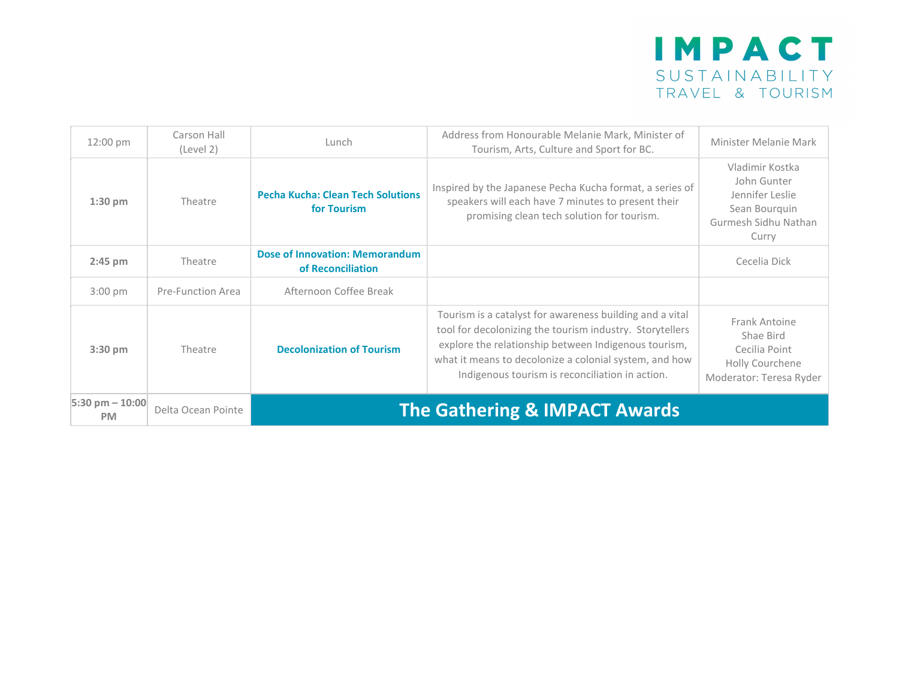| | | | | |
|---|---|---|---|---|
| 12:00 pm | Carson Hall (Level 2) | Lunch | Address from Honourable Melanie Mark, Minister of Tourism, Arts, Culture and Sport for BC. | Minister Melanie Mark |
| **1:30 pm** | Theatre | **Pecha Kucha: Clean Tech Solutions for Tourism** | Inspired by the Japanese Pecha Kucha format, a series of speakers will each have 7 minutes to present their promising clean tech solution for tourism. | Vladimir Kostka<br>John Gunter<br>Jennifer Leslie<br>Sean Bourquin<br>Gurmesh Sidhu Nathan Curry |
| **2:45 pm** | Theatre | **Dose of Innovation: Memorandum of Reconciliation** | | Cecelia Dick |
| 3:00 pm | Pre-Function Area | Afternoon Coffee Break | | |
| **3:30 pm** | Theatre | **Decolonization of Tourism** | Tourism is a catalyst for awareness building and a vital tool for decolonizing the tourism industry. Storytellers explore the relationship between Indigenous tourism, what it means to decolonize a colonial system, and how Indigenous tourism is reconciliation in action. | Frank Antoine<br>Shae Bird<br>Cecilia Point<br>Holly Courchene<br>Moderator: Teresa Ryder |
| **5:30 pm – 10:00 PM** | Delta Ocean Pointe | **The Gathering & IMPACT Awards** | | |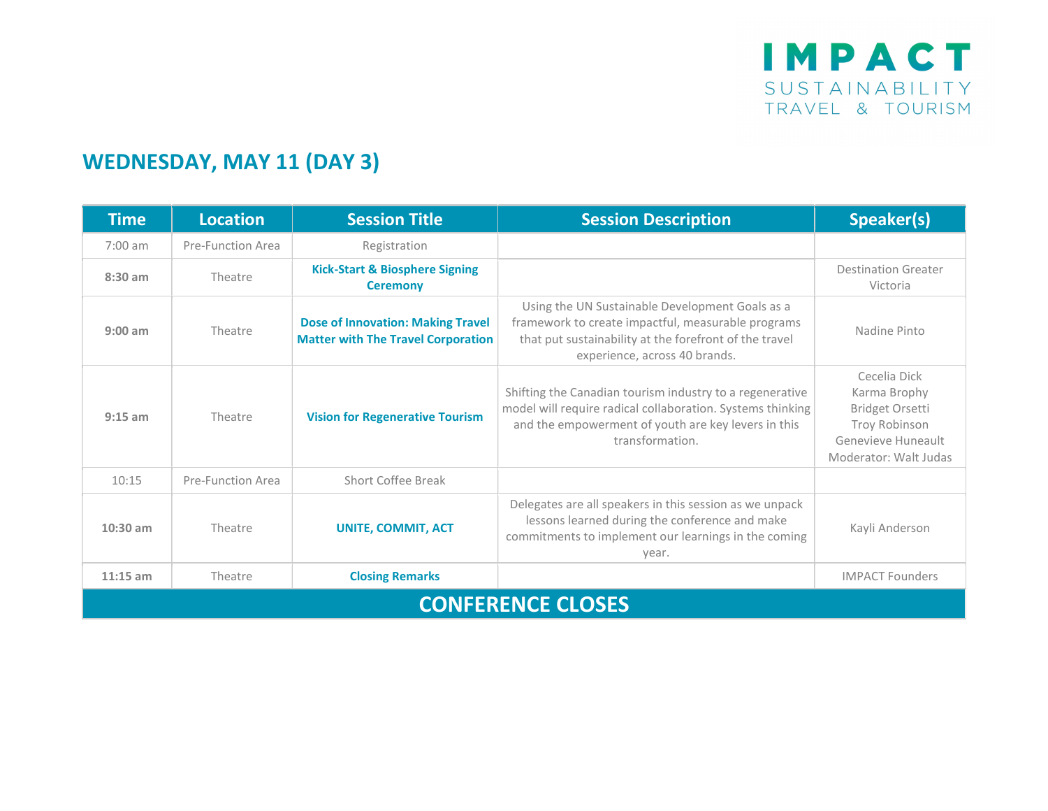IMPACT
SUSTAINABILITY
TRAVEL & TOURISM

## WEDNESDAY, MAY 11 (DAY 3)

| Time | Location | Session Title | Session Description | Speaker(s) |
|---|---|---|---|---|
| 7:00 am | Pre-Function Area | Registration | | |
| **8:30 am** | Theatre | **Kick-Start & Biosphere Signing Ceremony** | | Destination Greater Victoria |
| **9:00 am** | Theatre | **Dose of Innovation: Making Travel Matter with The Travel Corporation** | Using the UN Sustainable Development Goals as a framework to create impactful, measurable programs that put sustainability at the forefront of the travel experience, across 40 brands. | Nadine Pinto |
| **9:15 am** | Theatre | **Vision for Regenerative Tourism** | Shifting the Canadian tourism industry to a regenerative model will require radical collaboration. Systems thinking and the empowerment of youth are key levers in this transformation. | Cecelia Dick<br>Karma Brophy<br>Bridget Orsetti<br>Troy Robinson<br>Genevieve Huneault<br>Moderator: Walt Judas |
| 10:15 | Pre-Function Area | Short Coffee Break | | |
| **10:30 am** | Theatre | **UNITE, COMMIT, ACT** | Delegates are all speakers in this session as we unpack lessons learned during the conference and make commitments to implement our learnings in the coming year. | Kayli Anderson |
| **11:15 am** | Theatre | **Closing Remarks** | | IMPACT Founders |
| **CONFERENCE CLOSES** | | | | |